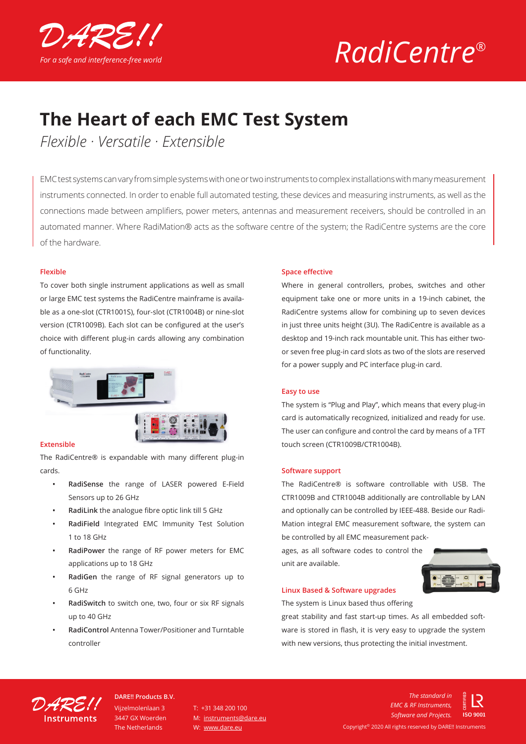DARE!!

*For a safe and interference-free world*

*RadiCentre®*

# The Heart of each EMC Test System

*Flexible · Versatile · Extensible*

EMC test systems can vary from simple systems with one or two instruments to complex installations with many measurement instruments connected. In order to enable full automated testing, these devices and measuring instruments, as well as the connections made between amplifiers, power meters, antennas and measurement receivers, should be controlled in an automated manner. Where RadiMation® acts as the software centre of the system; the RadiCentre systems are the core of the hardware.

### Flexible

To cover both single instrument applications as well as small or large EMC test systems the RadiCentre mainframe is available as a one-slot (CTR1001S), four-slot (CTR1004B) or nine-slot version (CTR1009B). Each slot can be configured at the user's choice with different plug-in cards allowing any combination of functionality.

### Extensible

The RadiCentre® is expandable with many different plug-in cards.

- **RadiSense** the range of LASER powered E-Field Sensors up to 26 GHz
- **RadiLink** the analogue fibre optic link till 5 GHz
- **RadiField** Integrated EMC Immunity Test Solution 1 to 18 GHz
- **RadiPower** the range of RF power meters for EMC applications up to 18 GHz
- **RadiGen** the range of RF signal generators up to 6 GHz
- **RadiSwitch** to switch one, two, four or six RF signals up to 40 GHz
- **RadiControl** Antenna Tower/Positioner and Turntable controller

### Space effective

Where in general controllers, probes, switches and other equipment take one or more units in a 19-inch cabinet, the RadiCentre systems allow for combining up to seven devices in just three units height (3U). The RadiCentre is available as a desktop and 19-inch rack mountable unit. This has either two- or seven free plug-in card slots as two of the slots are reserved for a power supply and PC interface plug-in card.

### Easy to use

The system is "Plug and Play", which means that every plug-in card is automatically recognized, initialized and ready for use. The user can configure and control the card by means of a TFT touch screen (CTR1009B/CTR1004B).

### Software support

The RadiCentre® is software controllable with USB. The CTR1009B and CTR1004B additionally are controllable by LAN and optionally can be controlled by IEEE-488. Beside our RadiMation integral EMC measurement software, the system can be controlled by all EMC measurement packages, as all software codes to control the unit are available.

### Linux Based & Software upgrades

The system is Linux based thus offering great stability and fast start-up times. As all embedded software is stored in flash, it is very easy to upgrade the system with new versions, thus protecting the initial investment.

DARE!! Instruments

**DARE!! Products B.V.**
Vijzelmolenlaan 3
3447 GX Woerden
The Netherlands

T: +31 348 200 100
M: instruments@dare.eu
W: www.dare.eu

*The standard in EMC & RF Instruments, Software and Projects.*

CERTIFIED ISO 9001

Copyright© 2020 All rights reserved by DARE!! Instruments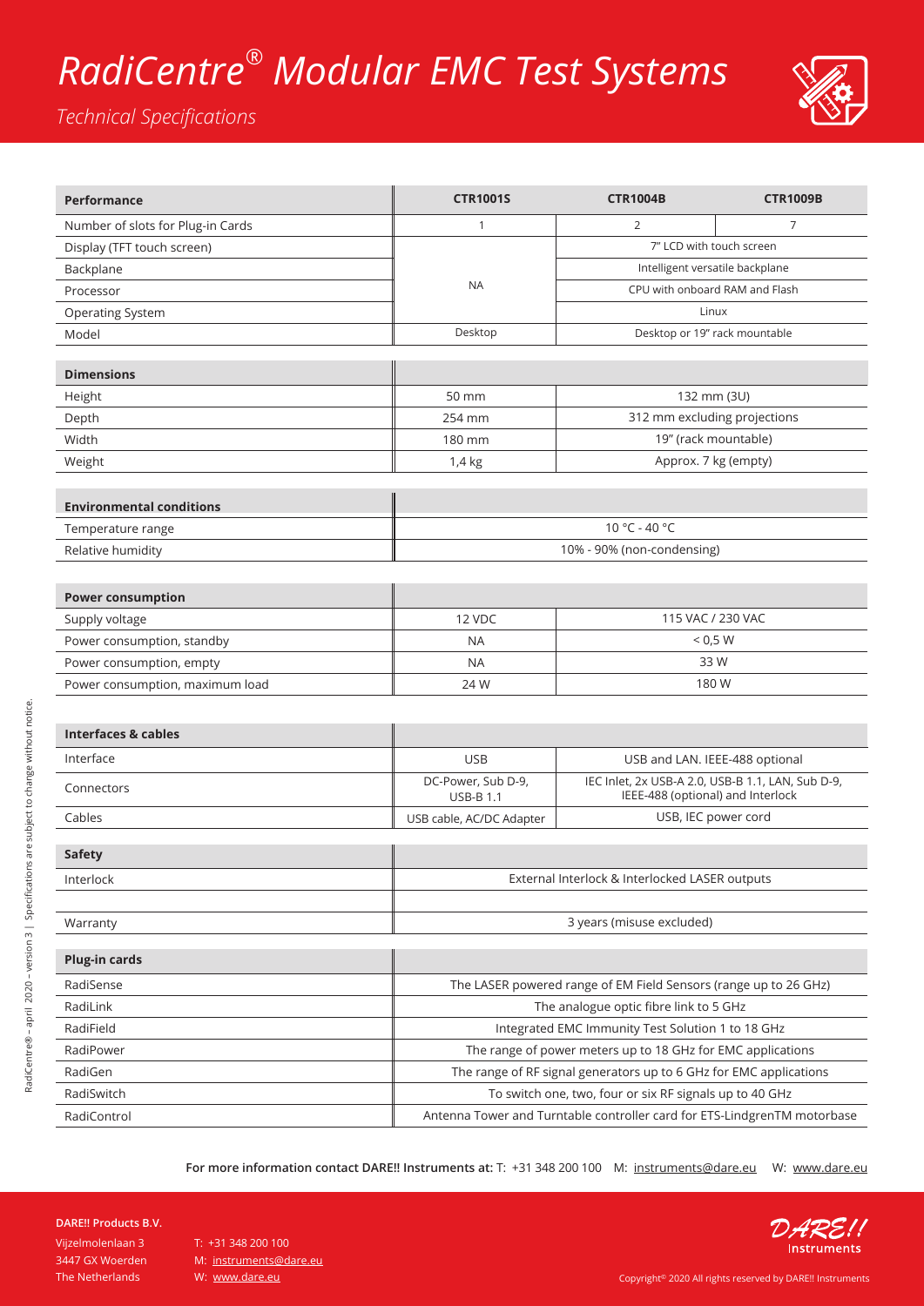# *RadiCentre® Modular EMC Test Systems*

*Technical Specifications*

| Performance | CTR1001S | CTR1004B | CTR1009B |
|---|---|---|---|
| Number of slots for Plug-in Cards | 1 | 2 | 7 |
| Display (TFT touch screen) | NA | 7" LCD with touch screen | |
| Backplane | | Intelligent versatile backplane | |
| Processor | | CPU with onboard RAM and Flash | |
| Operating System | | Linux | |
| Model | Desktop | Desktop or 19" rack mountable | |

| Dimensions | | |
|---|---|---|
| Height | 50 mm | 132 mm (3U) |
| Depth | 254 mm | 312 mm excluding projections |
| Width | 180 mm | 19" (rack mountable) |
| Weight | 1,4 kg | Approx. 7 kg (empty) |

| Environmental conditions | |
|---|---|
| Temperature range | 10 °C - 40 °C |
| Relative humidity | 10% - 90% (non-condensing) |

| Power consumption | | |
|---|---|---|
| Supply voltage | 12 VDC | 115 VAC / 230 VAC |
| Power consumption, standby | NA | < 0,5 W |
| Power consumption, empty | NA | 33 W |
| Power consumption, maximum load | 24 W | 180 W |

| Interfaces & cables | | |
|---|---|---|
| Interface | USB | USB and LAN. IEEE-488 optional |
| Connectors | DC-Power, Sub D-9, USB-B 1.1 | IEC Inlet, 2x USB-A 2.0, USB-B 1.1, LAN, Sub D-9, IEEE-488 (optional) and Interlock |
| Cables | USB cable, AC/DC Adapter | USB, IEC power cord |

| Safety | |
|---|---|
| Interlock | External Interlock & Interlocked LASER outputs |
| | |
| Warranty | 3 years (misuse excluded) |

| Plug-in cards | |
|---|---|
| RadiSense | The LASER powered range of EM Field Sensors (range up to 26 GHz) |
| RadiLink | The analogue optic fibre link to 5 GHz |
| RadiField | Integrated EMC Immunity Test Solution 1 to 18 GHz |
| RadiPower | The range of power meters up to 18 GHz for EMC applications |
| RadiGen | The range of RF signal generators up to 6 GHz for EMC applications |
| RadiSwitch | To switch one, two, four or six RF signals up to 40 GHz |
| RadiControl | Antenna Tower and Turntable controller card for ETS-LindgrenTM motorbase |

**For more information contact DARE!! Instruments at:** T: +31 348 200 100 M: instruments@dare.eu W: www.dare.eu

RadiCentre® - april 2020 – version 3 | Specifications are subject to change without notice.

**DARE!! Products B.V.**
Vijzelmolenlaan 3
3447 GX Woerden
The Netherlands

T: +31 348 200 100
M: instruments@dare.eu
W: www.dare.eu

DARE!! Instruments

Copyright© 2020 All rights reserved by DARE!! Instruments